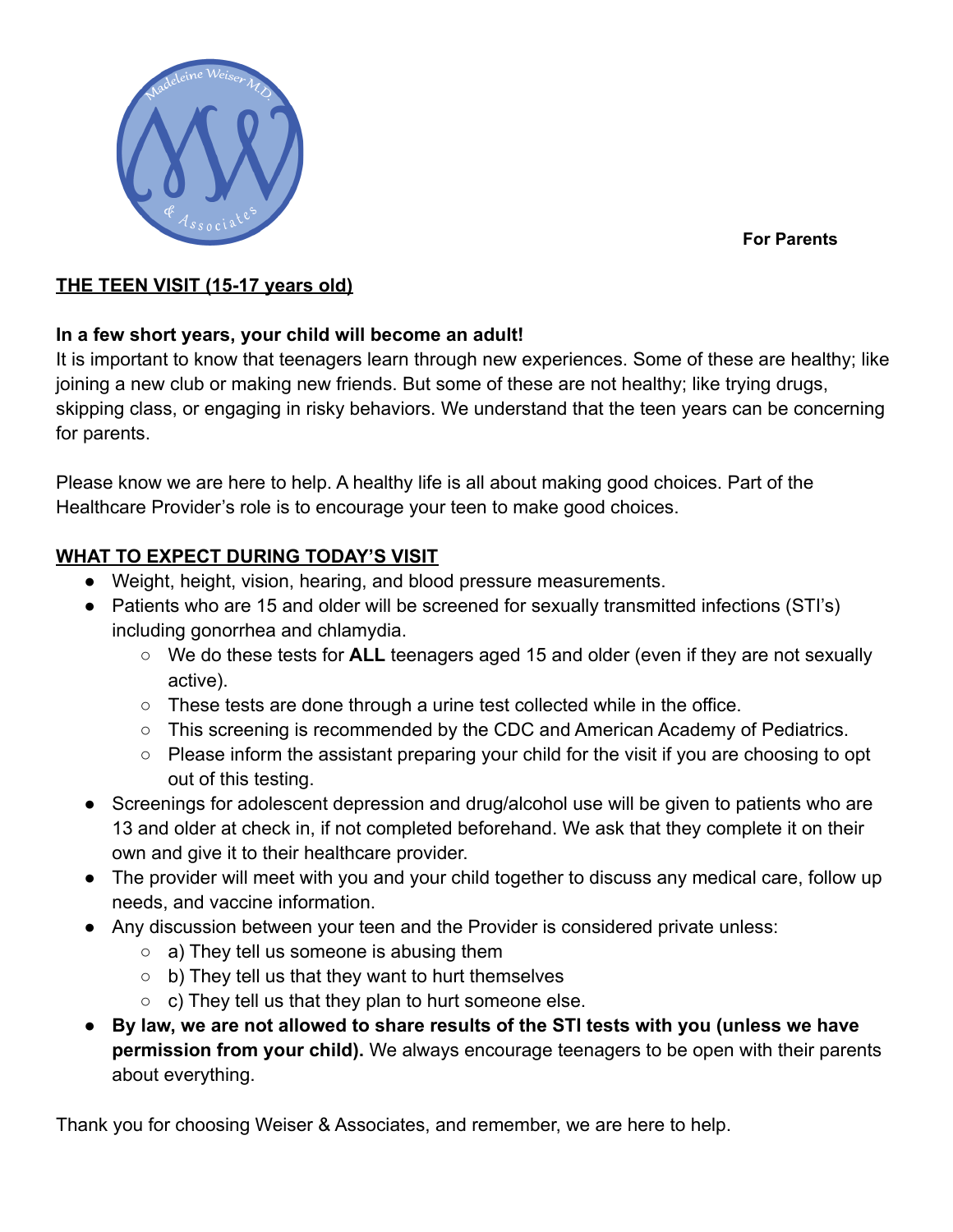For Parents

## THE TEEN VISIT (15-17 years old)

**In a few short years, your child will become an adult!**

It is important to know that teenagers learn through new experiences. Some of these are healthy; like joining a new club or making new friends. But some of these are not healthy; like trying drugs, skipping class, or engaging in risky behaviors. We understand that the teen years can be concerning for parents.

Please know we are here to help. A healthy life is all about making good choices. Part of the Healthcare Provider's role is to encourage your teen to make good choices.

## WHAT TO EXPECT DURING TODAY'S VISIT

- Weight, height, vision, hearing, and blood pressure measurements.
- Patients who are 15 and older will be screened for sexually transmitted infections (STI's) including gonorrhea and chlamydia.
  - We do these tests for **ALL** teenagers aged 15 and older (even if they are not sexually active).
  - These tests are done through a urine test collected while in the office.
  - This screening is recommended by the CDC and American Academy of Pediatrics.
  - Please inform the assistant preparing your child for the visit if you are choosing to opt out of this testing.
- Screenings for adolescent depression and drug/alcohol use will be given to patients who are 13 and older at check in, if not completed beforehand. We ask that they complete it on their own and give it to their healthcare provider.
- The provider will meet with you and your child together to discuss any medical care, follow up needs, and vaccine information.
- Any discussion between your teen and the Provider is considered private unless:
  - a) They tell us someone is abusing them
  - b) They tell us that they want to hurt themselves
  - c) They tell us that they plan to hurt someone else.
- **By law, we are not allowed to share results of the STI tests with you (unless we have permission from your child).** We always encourage teenagers to be open with their parents about everything.

Thank you for choosing Weiser & Associates, and remember, we are here to help.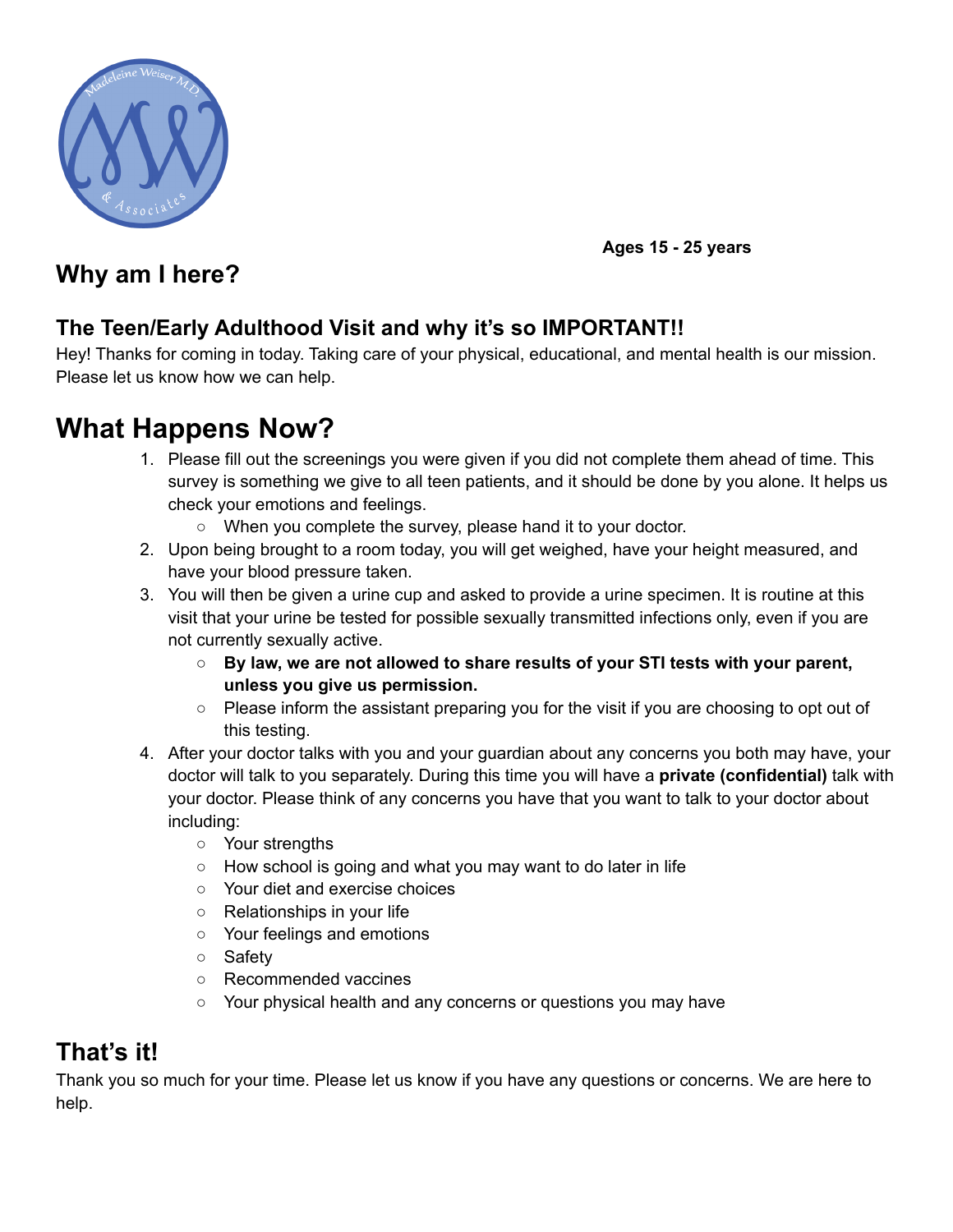Ages 15 - 25 years

## Why am I here?

### The Teen/Early Adulthood Visit and why it's so IMPORTANT!!

Hey! Thanks for coming in today. Taking care of your physical, educational, and mental health is our mission. Please let us know how we can help.

# What Happens Now?

1. Please fill out the screenings you were given if you did not complete them ahead of time. This survey is something we give to all teen patients, and it should be done by you alone. It helps us check your emotions and feelings.
   - When you complete the survey, please hand it to your doctor.
2. Upon being brought to a room today, you will get weighed, have your height measured, and have your blood pressure taken.
3. You will then be given a urine cup and asked to provide a urine specimen. It is routine at this visit that your urine be tested for possible sexually transmitted infections only, even if you are not currently sexually active.
   - **By law, we are not allowed to share results of your STI tests with your parent, unless you give us permission.**
   - Please inform the assistant preparing you for the visit if you are choosing to opt out of this testing.
4. After your doctor talks with you and your guardian about any concerns you both may have, your doctor will talk to you separately. During this time you will have a **private (confidential)** talk with your doctor. Please think of any concerns you have that you want to talk to your doctor about including:
   - Your strengths
   - How school is going and what you may want to do later in life
   - Your diet and exercise choices
   - Relationships in your life
   - Your feelings and emotions
   - Safety
   - Recommended vaccines
   - Your physical health and any concerns or questions you may have

## That's it!

Thank you so much for your time. Please let us know if you have any questions or concerns. We are here to help.